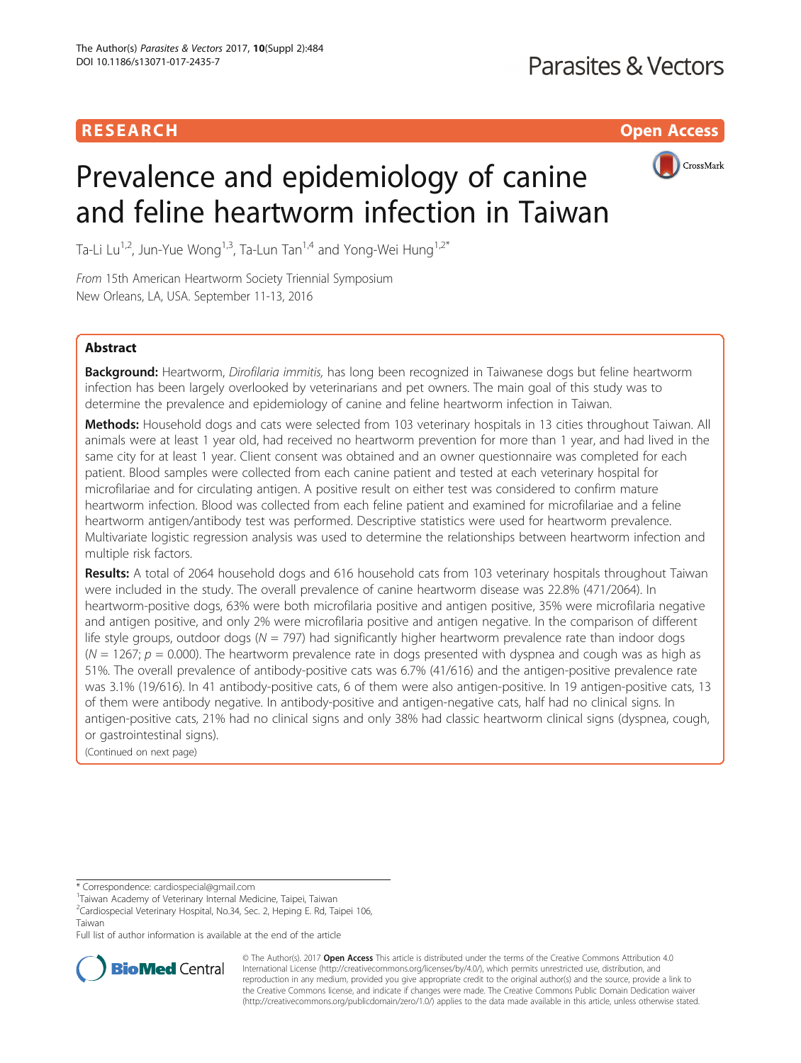**RESEARCH** **Open Access**

# Prevalence and epidemiology of canine and feline heartworm infection in Taiwan

Ta-Li Lu[1,2], Jun-Yue Wong[1,3], Ta-Lun Tan[1,4] and Yong-Wei Hung[1,2*]

*From* 15th American Heartworm Society Triennial Symposium
New Orleans, LA, USA. September 11-13, 2016

## Abstract

**Background:** Heartworm, *Dirofilaria immitis,* has long been recognized in Taiwanese dogs but feline heartworm infection has been largely overlooked by veterinarians and pet owners. The main goal of this study was to determine the prevalence and epidemiology of canine and feline heartworm infection in Taiwan.

**Methods:** Household dogs and cats were selected from 103 veterinary hospitals in 13 cities throughout Taiwan. All animals were at least 1 year old, had received no heartworm prevention for more than 1 year, and had lived in the same city for at least 1 year. Client consent was obtained and an owner questionnaire was completed for each patient. Blood samples were collected from each canine patient and tested at each veterinary hospital for microfilariae and for circulating antigen. A positive result on either test was considered to confirm mature heartworm infection. Blood was collected from each feline patient and examined for microfilariae and a feline heartworm antigen/antibody test was performed. Descriptive statistics were used for heartworm prevalence. Multivariate logistic regression analysis was used to determine the relationships between heartworm infection and multiple risk factors.

**Results:** A total of 2064 household dogs and 616 household cats from 103 veterinary hospitals throughout Taiwan were included in the study. The overall prevalence of canine heartworm disease was 22.8% (471/2064). In heartworm-positive dogs, 63% were both microfilaria positive and antigen positive, 35% were microfilaria negative and antigen positive, and only 2% were microfilaria positive and antigen negative. In the comparison of different life style groups, outdoor dogs ($N = 797$) had significantly higher heartworm prevalence rate than indoor dogs ($N = 1267$; $p = 0.000$). The heartworm prevalence rate in dogs presented with dyspnea and cough was as high as 51%. The overall prevalence of antibody-positive cats was 6.7% (41/616) and the antigen-positive prevalence rate was 3.1% (19/616). In 41 antibody-positive cats, 6 of them were also antigen-positive. In 19 antigen-positive cats, 13 of them were antibody negative. In antibody-positive and antigen-negative cats, half had no clinical signs. In antigen-positive cats, 21% had no clinical signs and only 38% had classic heartworm clinical signs (dyspnea, cough, or gastrointestinal signs).

(Continued on next page)

\* Correspondence: cardiospecial@gmail.com
[1]Taiwan Academy of Veterinary Internal Medicine, Taipei, Taiwan
[2]Cardiospecial Veterinary Hospital, No.34, Sec. 2, Heping E. Rd, Taipei 106, Taiwan
Full list of author information is available at the end of the article

© The Author(s). 2017 **Open Access** This article is distributed under the terms of the Creative Commons Attribution 4.0 International License (http://creativecommons.org/licenses/by/4.0/), which permits unrestricted use, distribution, and reproduction in any medium, provided you give appropriate credit to the original author(s) and the source, provide a link to the Creative Commons license, and indicate if changes were made. The Creative Commons Public Domain Dedication waiver (http://creativecommons.org/publicdomain/zero/1.0/) applies to the data made available in this article, unless otherwise stated.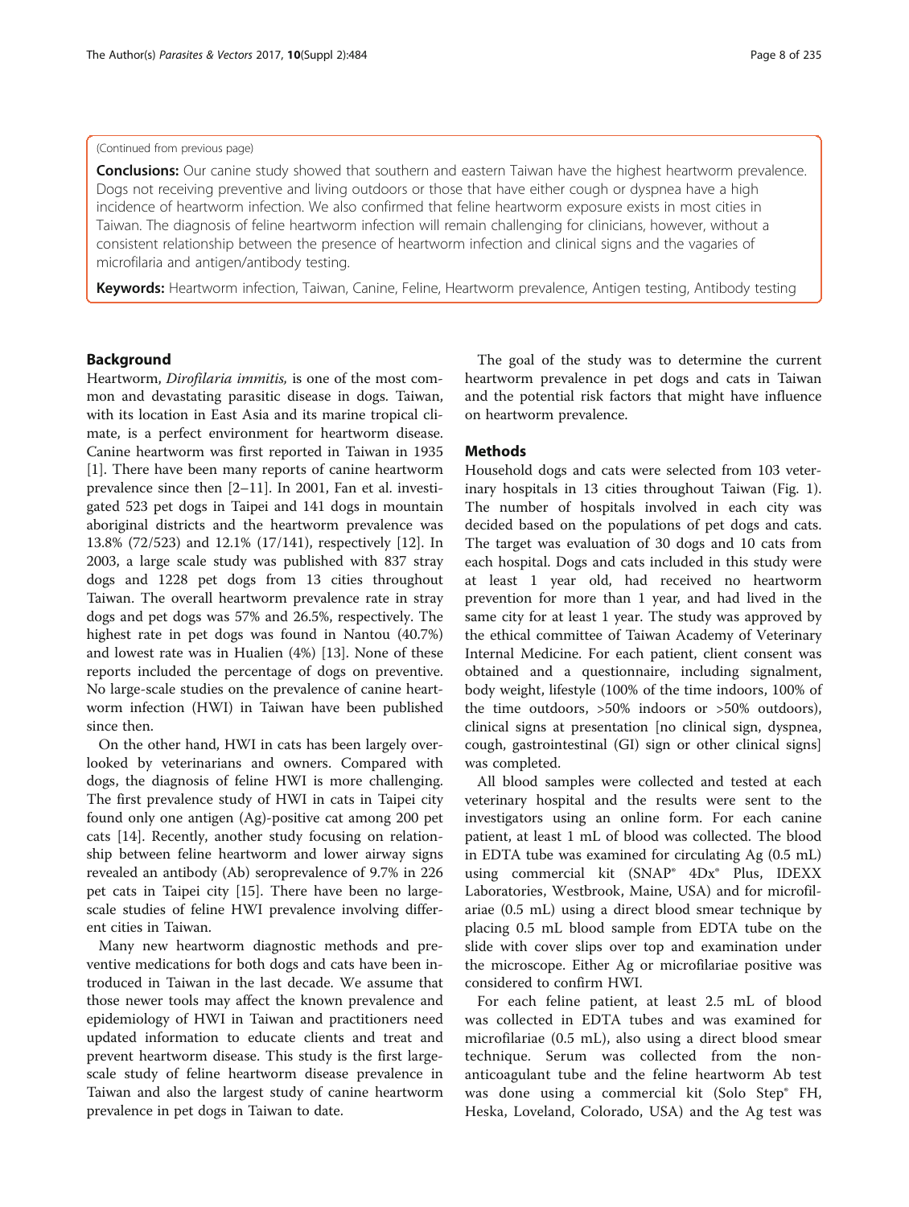(Continued from previous page)

**Conclusions:** Our canine study showed that southern and eastern Taiwan have the highest heartworm prevalence. Dogs not receiving preventive and living outdoors or those that have either cough or dyspnea have a high incidence of heartworm infection. We also confirmed that feline heartworm exposure exists in most cities in Taiwan. The diagnosis of feline heartworm infection will remain challenging for clinicians, however, without a consistent relationship between the presence of heartworm infection and clinical signs and the vagaries of microfilaria and antigen/antibody testing.

**Keywords:** Heartworm infection, Taiwan, Canine, Feline, Heartworm prevalence, Antigen testing, Antibody testing

## Background

Heartworm, *Dirofilaria immitis*, is one of the most common and devastating parasitic disease in dogs. Taiwan, with its location in East Asia and its marine tropical climate, is a perfect environment for heartworm disease. Canine heartworm was first reported in Taiwan in 1935 [1]. There have been many reports of canine heartworm prevalence since then [2–11]. In 2001, Fan et al. investigated 523 pet dogs in Taipei and 141 dogs in mountain aboriginal districts and the heartworm prevalence was 13.8% (72/523) and 12.1% (17/141), respectively [12]. In 2003, a large scale study was published with 837 stray dogs and 1228 pet dogs from 13 cities throughout Taiwan. The overall heartworm prevalence rate in stray dogs and pet dogs was 57% and 26.5%, respectively. The highest rate in pet dogs was found in Nantou (40.7%) and lowest rate was in Hualien (4%) [13]. None of these reports included the percentage of dogs on preventive. No large-scale studies on the prevalence of canine heartworm infection (HWI) in Taiwan have been published since then.

On the other hand, HWI in cats has been largely overlooked by veterinarians and owners. Compared with dogs, the diagnosis of feline HWI is more challenging. The first prevalence study of HWI in cats in Taipei city found only one antigen (Ag)-positive cat among 200 pet cats [14]. Recently, another study focusing on relationship between feline heartworm and lower airway signs revealed an antibody (Ab) seroprevalence of 9.7% in 226 pet cats in Taipei city [15]. There have been no large-scale studies of feline HWI prevalence involving different cities in Taiwan.

Many new heartworm diagnostic methods and preventive medications for both dogs and cats have been introduced in Taiwan in the last decade. We assume that those newer tools may affect the known prevalence and epidemiology of HWI in Taiwan and practitioners need updated information to educate clients and treat and prevent heartworm disease. This study is the first large-scale study of feline heartworm disease prevalence in Taiwan and also the largest study of canine heartworm prevalence in pet dogs in Taiwan to date.

The goal of the study was to determine the current heartworm prevalence in pet dogs and cats in Taiwan and the potential risk factors that might have influence on heartworm prevalence.

## Methods

Household dogs and cats were selected from 103 veterinary hospitals in 13 cities throughout Taiwan (Fig. 1). The number of hospitals involved in each city was decided based on the populations of pet dogs and cats. The target was evaluation of 30 dogs and 10 cats from each hospital. Dogs and cats included in this study were at least 1 year old, had received no heartworm prevention for more than 1 year, and had lived in the same city for at least 1 year. The study was approved by the ethical committee of Taiwan Academy of Veterinary Internal Medicine. For each patient, client consent was obtained and a questionnaire, including signalment, body weight, lifestyle (100% of the time indoors, 100% of the time outdoors, >50% indoors or >50% outdoors), clinical signs at presentation [no clinical sign, dyspnea, cough, gastrointestinal (GI) sign or other clinical signs] was completed.

All blood samples were collected and tested at each veterinary hospital and the results were sent to the investigators using an online form. For each canine patient, at least 1 mL of blood was collected. The blood in EDTA tube was examined for circulating Ag (0.5 mL) using commercial kit (SNAP® 4Dx® Plus, IDEXX Laboratories, Westbrook, Maine, USA) and for microfilariae (0.5 mL) using a direct blood smear technique by placing 0.5 mL blood sample from EDTA tube on the slide with cover slips over top and examination under the microscope. Either Ag or microfilariae positive was considered to confirm HWI.

For each feline patient, at least 2.5 mL of blood was collected in EDTA tubes and was examined for microfilariae (0.5 mL), also using a direct blood smear technique. Serum was collected from the non-anticoagulant tube and the feline heartworm Ab test was done using a commercial kit (Solo Step® FH, Heska, Loveland, Colorado, USA) and the Ag test was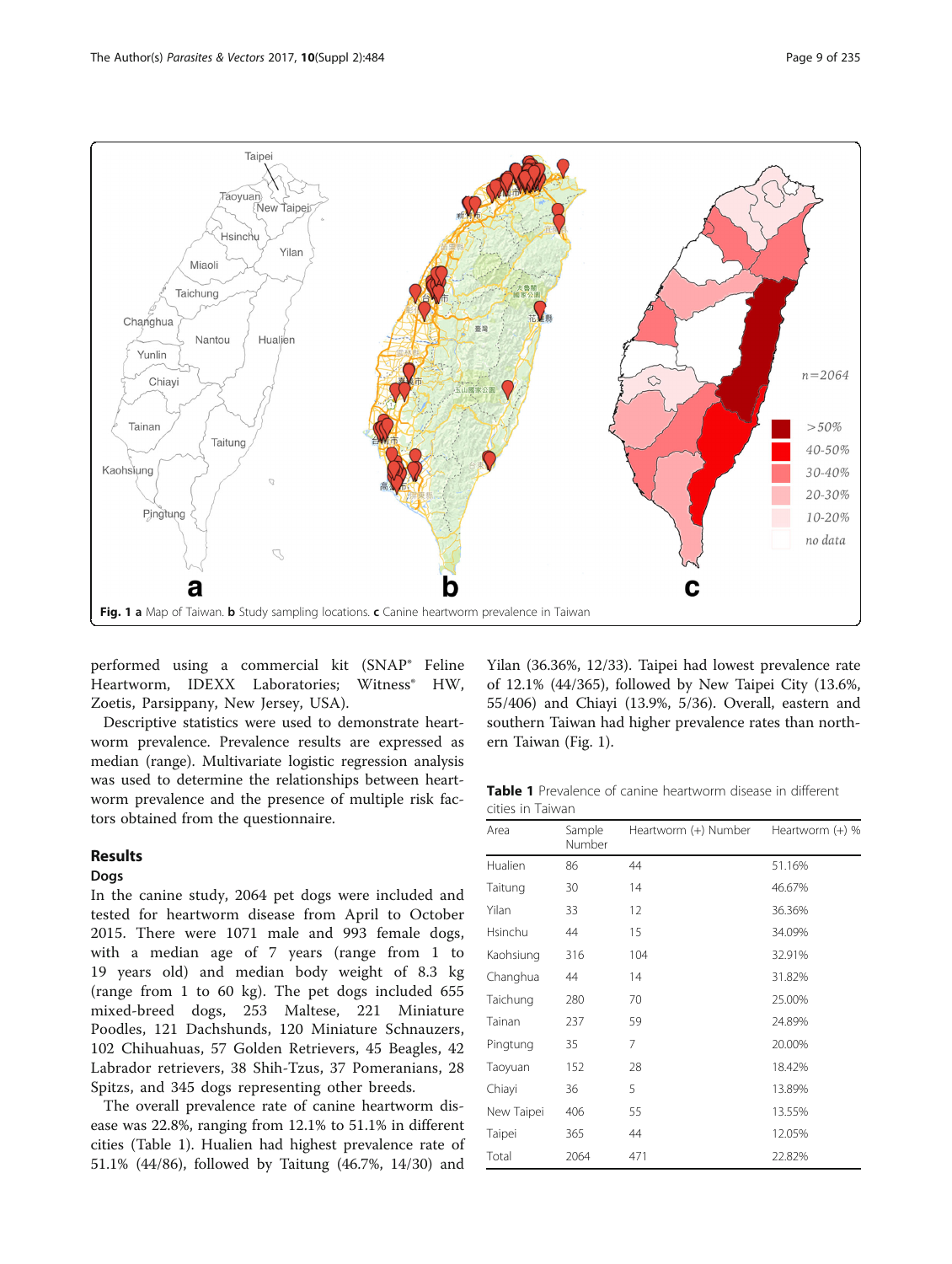Fig. 1 **a** Map of Taiwan. **b** Study sampling locations. **c** Canine heartworm prevalence in Taiwan

performed using a commercial kit (SNAP® Feline Heartworm, IDEXX Laboratories; Witness® HW, Zoetis, Parsippany, New Jersey, USA).

Descriptive statistics were used to demonstrate heartworm prevalence. Prevalence results are expressed as median (range). Multivariate logistic regression analysis was used to determine the relationships between heartworm prevalence and the presence of multiple risk factors obtained from the questionnaire.

## Results

### Dogs

In the canine study, 2064 pet dogs were included and tested for heartworm disease from April to October 2015. There were 1071 male and 993 female dogs, with a median age of 7 years (range from 1 to 19 years old) and median body weight of 8.3 kg (range from 1 to 60 kg). The pet dogs included 655 mixed-breed dogs, 253 Maltese, 221 Miniature Poodles, 121 Dachshunds, 120 Miniature Schnauzers, 102 Chihuahuas, 57 Golden Retrievers, 45 Beagles, 42 Labrador retrievers, 38 Shih-Tzus, 37 Pomeranians, 28 Spitzs, and 345 dogs representing other breeds.

The overall prevalence rate of canine heartworm disease was 22.8%, ranging from 12.1% to 51.1% in different cities (Table 1). Hualien had highest prevalence rate of 51.1% (44/86), followed by Taitung (46.7%, 14/30) and Yilan (36.36%, 12/33). Taipei had lowest prevalence rate of 12.1% (44/365), followed by New Taipei City (13.6%, 55/406) and Chiayi (13.9%, 5/36). Overall, eastern and southern Taiwan had higher prevalence rates than northern Taiwan (Fig. 1).

**Table 1** Prevalence of canine heartworm disease in different cities in Taiwan

| Area | Sample Number | Heartworm (+) Number | Heartworm (+) % |
|---|---|---|---|
| Hualien | 86 | 44 | 51.16% |
| Taitung | 30 | 14 | 46.67% |
| Yilan | 33 | 12 | 36.36% |
| Hsinchu | 44 | 15 | 34.09% |
| Kaohsiung | 316 | 104 | 32.91% |
| Changhua | 44 | 14 | 31.82% |
| Taichung | 280 | 70 | 25.00% |
| Tainan | 237 | 59 | 24.89% |
| Pingtung | 35 | 7 | 20.00% |
| Taoyuan | 152 | 28 | 18.42% |
| Chiayi | 36 | 5 | 13.89% |
| New Taipei | 406 | 55 | 13.55% |
| Taipei | 365 | 44 | 12.05% |
| Total | 2064 | 471 | 22.82% |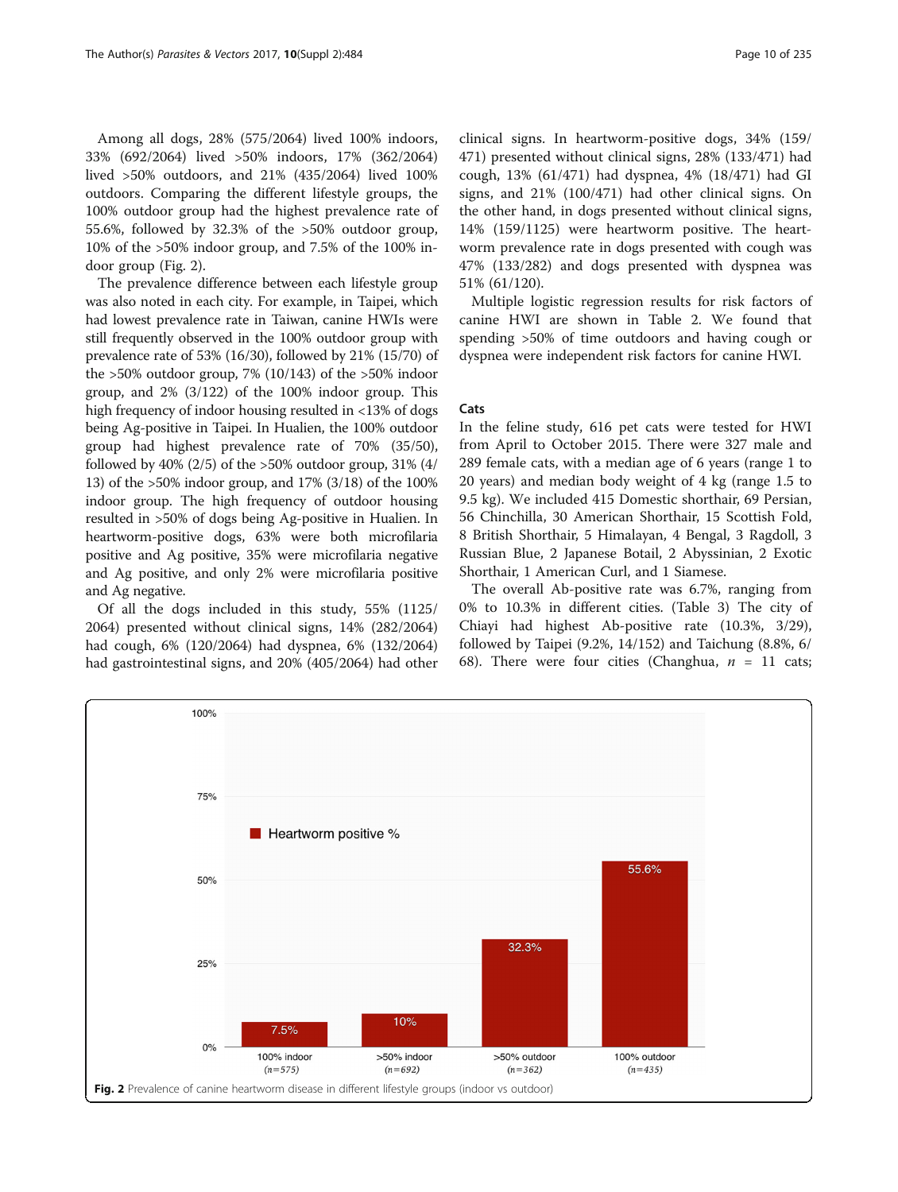Among all dogs, 28% (575/2064) lived 100% indoors, 33% (692/2064) lived >50% indoors, 17% (362/2064) lived >50% outdoors, and 21% (435/2064) lived 100% outdoors. Comparing the different lifestyle groups, the 100% outdoor group had the highest prevalence rate of 55.6%, followed by 32.3% of the >50% outdoor group, 10% of the >50% indoor group, and 7.5% of the 100% indoor group (Fig. 2).

The prevalence difference between each lifestyle group was also noted in each city. For example, in Taipei, which had lowest prevalence rate in Taiwan, canine HWIs were still frequently observed in the 100% outdoor group with prevalence rate of 53% (16/30), followed by 21% (15/70) of the >50% outdoor group, 7% (10/143) of the >50% indoor group, and 2% (3/122) of the 100% indoor group. This high frequency of indoor housing resulted in <13% of dogs being Ag-positive in Taipei. In Hualien, the 100% outdoor group had highest prevalence rate of 70% (35/50), followed by 40% (2/5) of the >50% outdoor group, 31% (4/13) of the >50% indoor group, and 17% (3/18) of the 100% indoor group. The high frequency of outdoor housing resulted in >50% of dogs being Ag-positive in Hualien. In heartworm-positive dogs, 63% were both microfilaria positive and Ag positive, 35% were microfilaria negative and Ag positive, and only 2% were microfilaria positive and Ag negative.

Of all the dogs included in this study, 55% (1125/2064) presented without clinical signs, 14% (282/2064) had cough, 6% (120/2064) had dyspnea, 6% (132/2064) had gastrointestinal signs, and 20% (405/2064) had other clinical signs. In heartworm-positive dogs, 34% (159/471) presented without clinical signs, 28% (133/471) had cough, 13% (61/471) had dyspnea, 4% (18/471) had GI signs, and 21% (100/471) had other clinical signs. On the other hand, in dogs presented without clinical signs, 14% (159/1125) were heartworm positive. The heartworm prevalence rate in dogs presented with cough was 47% (133/282) and dogs presented with dyspnea was 51% (61/120).

Multiple logistic regression results for risk factors of canine HWI are shown in Table 2. We found that spending >50% of time outdoors and having cough or dyspnea were independent risk factors for canine HWI.

### Cats

In the feline study, 616 pet cats were tested for HWI from April to October 2015. There were 327 male and 289 female cats, with a median age of 6 years (range 1 to 20 years) and median body weight of 4 kg (range 1.5 to 9.5 kg). We included 415 Domestic shorthair, 69 Persian, 56 Chinchilla, 30 American Shorthair, 15 Scottish Fold, 8 British Shorthair, 5 Himalayan, 4 Bengal, 3 Ragdoll, 3 Russian Blue, 2 Japanese Botail, 2 Abyssinian, 2 Exotic Shorthair, 1 American Curl, and 1 Siamese.

The overall Ab-positive rate was 6.7%, ranging from 0% to 10.3% in different cities. (Table 3) The city of Chiayi had highest Ab-positive rate (10.3%, 3/29), followed by Taipei (9.2%, 14/152) and Taichung (8.8%, 6/68). There were four cities (Changhua, *n* = 11 cats;

| Lifestyle group | Heartworm positive % |
|---|---|
| 100% indoor (*n*=575) | 7.5% |
| >50% indoor (*n*=692) | 10% |
| >50% outdoor (*n*=362) | 32.3% |
| 100% outdoor (*n*=435) | 55.6% |

**Fig. 2** Prevalence of canine heartworm disease in different lifestyle groups (indoor vs outdoor)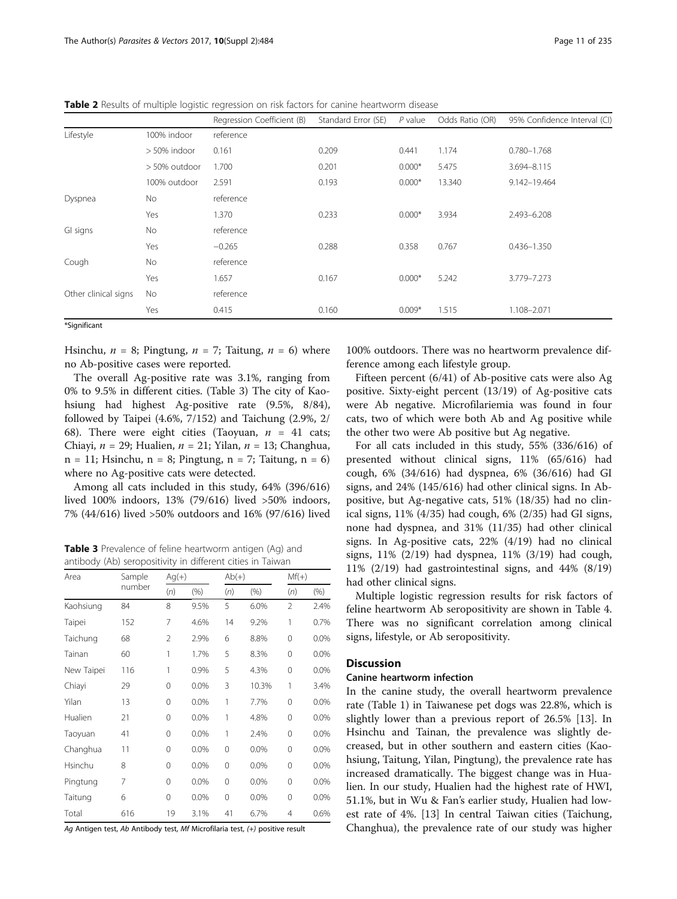**Table 2** Results of multiple logistic regression on risk factors for canine heartworm disease

| | | Regression Coefficient (B) | Standard Error (SE) | P value | Odds Ratio (OR) | 95% Confidence Interval (CI) |
|---|---|---|---|---|---|---|
| Lifestyle | 100% indoor | reference | | | | |
| | > 50% indoor | 0.161 | 0.209 | 0.441 | 1.174 | 0.780–1.768 |
| | > 50% outdoor | 1.700 | 0.201 | 0.000* | 5.475 | 3.694–8.115 |
| | 100% outdoor | 2.591 | 0.193 | 0.000* | 13.340 | 9.142–19.464 |
| Dyspnea | No | reference | | | | |
| | Yes | 1.370 | 0.233 | 0.000* | 3.934 | 2.493–6.208 |
| GI signs | No | reference | | | | |
| | Yes | −0.265 | 0.288 | 0.358 | 0.767 | 0.436–1.350 |
| Cough | No | reference | | | | |
| | Yes | 1.657 | 0.167 | 0.000* | 5.242 | 3.779–7.273 |
| Other clinical signs | No | reference | | | | |
| | Yes | 0.415 | 0.160 | 0.009* | 1.515 | 1.108–2.071 |

*Significant

Hsinchu, $n = 8$; Pingtung, $n = 7$; Taitung, $n = 6$) where no Ab-positive cases were reported.

The overall Ag-positive rate was 3.1%, ranging from 0% to 9.5% in different cities. (Table 3) The city of Kaohsiung had highest Ag-positive rate (9.5%, 8/84), followed by Taipei (4.6%, 7/152) and Taichung (2.9%, 2/68). There were eight cities (Taoyuan, $n = 41$ cats; Chiayi, $n = 29$; Hualien, $n = 21$; Yilan, $n = 13$; Changhua, n = 11; Hsinchu, n = 8; Pingtung, n = 7; Taitung, n = 6) where no Ag-positive cats were detected.

Among all cats included in this study, 64% (396/616) lived 100% indoors, 13% (79/616) lived >50% indoors, 7% (44/616) lived >50% outdoors and 16% (97/616) lived 100% outdoors. There was no heartworm prevalence difference among each lifestyle group.

**Table 3** Prevalence of feline heartworm antigen (Ag) and antibody (Ab) seropositivity in different cities in Taiwan

| Area | Sample number | Ag(+) | | Ab(+) | | Mf(+) | |
|---|---|---|---|---|---|---|---|
| | | (n) | (%) | (n) | (%) | (n) | (%) |
| Kaohsiung | 84 | 8 | 9.5% | 5 | 6.0% | 2 | 2.4% |
| Taipei | 152 | 7 | 4.6% | 14 | 9.2% | 1 | 0.7% |
| Taichung | 68 | 2 | 2.9% | 6 | 8.8% | 0 | 0.0% |
| Tainan | 60 | 1 | 1.7% | 5 | 8.3% | 0 | 0.0% |
| New Taipei | 116 | 1 | 0.9% | 5 | 4.3% | 0 | 0.0% |
| Chiayi | 29 | 0 | 0.0% | 3 | 10.3% | 1 | 3.4% |
| Yilan | 13 | 0 | 0.0% | 1 | 7.7% | 0 | 0.0% |
| Hualien | 21 | 0 | 0.0% | 1 | 4.8% | 0 | 0.0% |
| Taoyuan | 41 | 0 | 0.0% | 1 | 2.4% | 0 | 0.0% |
| Changhua | 11 | 0 | 0.0% | 0 | 0.0% | 0 | 0.0% |
| Hsinchu | 8 | 0 | 0.0% | 0 | 0.0% | 0 | 0.0% |
| Pingtung | 7 | 0 | 0.0% | 0 | 0.0% | 0 | 0.0% |
| Taitung | 6 | 0 | 0.0% | 0 | 0.0% | 0 | 0.0% |
| Total | 616 | 19 | 3.1% | 41 | 6.7% | 4 | 0.6% |

*Ag* Antigen test, *Ab* Antibody test, *Mf* Microfilaria test, *(+)* positive result

Fifteen percent (6/41) of Ab-positive cats were also Ag positive. Sixty-eight percent (13/19) of Ag-positive cats were Ab negative. Microfilariemia was found in four cats, two of which were both Ab and Ag positive while the other two were Ab positive but Ag negative.

For all cats included in this study, 55% (336/616) of presented without clinical signs, 11% (65/616) had cough, 6% (34/616) had dyspnea, 6% (36/616) had GI signs, and 24% (145/616) had other clinical signs. In Ab-positive, but Ag-negative cats, 51% (18/35) had no clinical signs, 11% (4/35) had cough, 6% (2/35) had GI signs, none had dyspnea, and 31% (11/35) had other clinical signs. In Ag-positive cats, 22% (4/19) had no clinical signs, 11% (2/19) had dyspnea, 11% (3/19) had cough, 11% (2/19) had gastrointestinal signs, and 44% (8/19) had other clinical signs.

Multiple logistic regression results for risk factors of feline heartworm Ab seropositivity are shown in Table 4. There was no significant correlation among clinical signs, lifestyle, or Ab seropositivity.

## Discussion

### Canine heartworm infection

In the canine study, the overall heartworm prevalence rate (Table 1) in Taiwanese pet dogs was 22.8%, which is slightly lower than a previous report of 26.5% [13]. In Hsinchu and Tainan, the prevalence was slightly decreased, but in other southern and eastern cities (Kaohsiung, Taitung, Yilan, Pingtung), the prevalence rate has increased dramatically. The biggest change was in Hualien. In our study, Hualien had the highest rate of HWI, 51.1%, but in Wu & Fan's earlier study, Hualien had lowest rate of 4%. [13] In central Taiwan cities (Taichung, Changhua), the prevalence rate of our study was higher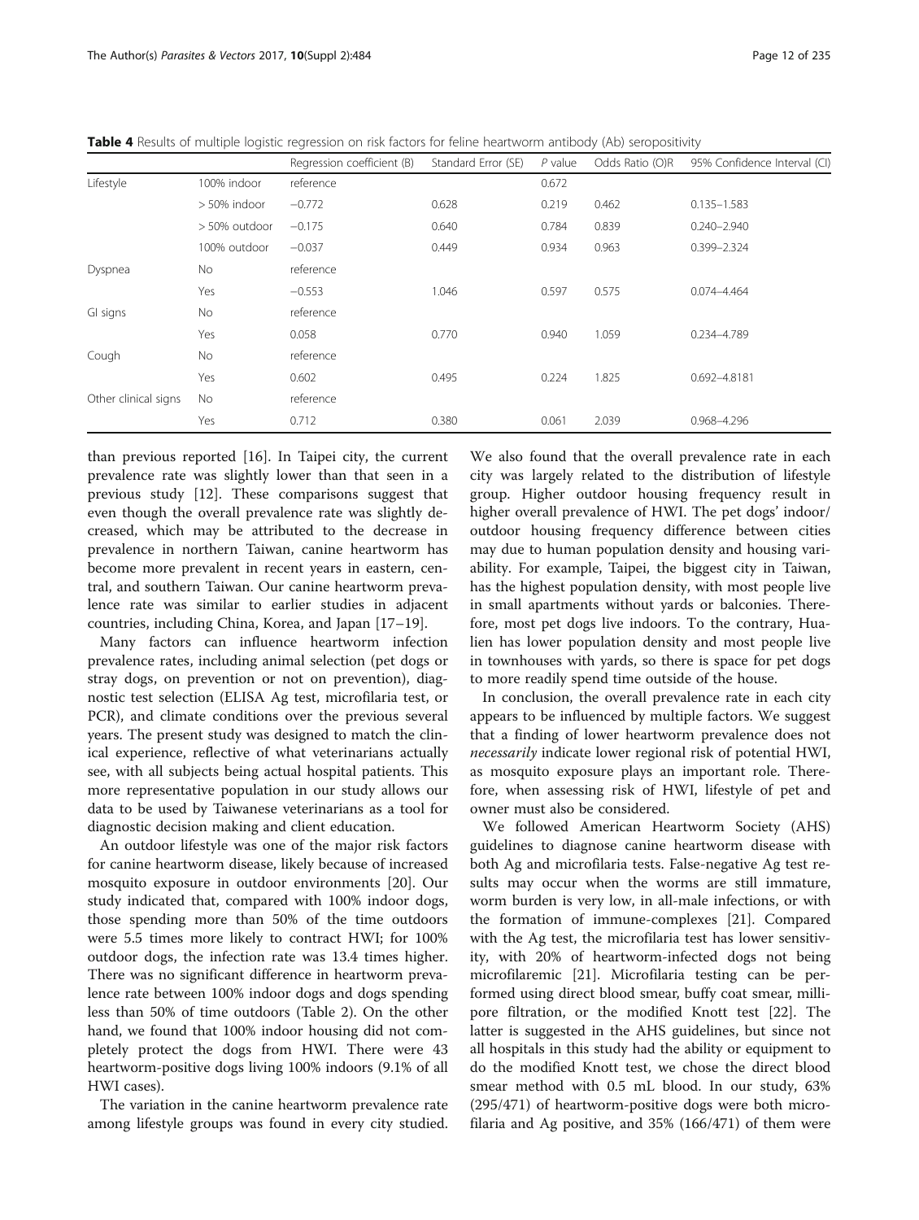**Table 4** Results of multiple logistic regression on risk factors for feline heartworm antibody (Ab) seropositivity

| | | Regression coefficient (B) | Standard Error (SE) | *P* value | Odds Ratio (O)R | 95% Confidence Interval (CI) |
|---|---|---|---|---|---|---|
| Lifestyle | 100% indoor | reference | | 0.672 | | |
| | > 50% indoor | −0.772 | 0.628 | 0.219 | 0.462 | 0.135–1.583 |
| | > 50% outdoor | −0.175 | 0.640 | 0.784 | 0.839 | 0.240–2.940 |
| | 100% outdoor | −0.037 | 0.449 | 0.934 | 0.963 | 0.399–2.324 |
| Dyspnea | No | reference | | | | |
| | Yes | −0.553 | 1.046 | 0.597 | 0.575 | 0.074–4.464 |
| GI signs | No | reference | | | | |
| | Yes | 0.058 | 0.770 | 0.940 | 1.059 | 0.234–4.789 |
| Cough | No | reference | | | | |
| | Yes | 0.602 | 0.495 | 0.224 | 1.825 | 0.692–4.8181 |
| Other clinical signs | No | reference | | | | |
| | Yes | 0.712 | 0.380 | 0.061 | 2.039 | 0.968–4.296 |

than previous reported [16]. In Taipei city, the current prevalence rate was slightly lower than that seen in a previous study [12]. These comparisons suggest that even though the overall prevalence rate was slightly decreased, which may be attributed to the decrease in prevalence in northern Taiwan, canine heartworm has become more prevalent in recent years in eastern, central, and southern Taiwan. Our canine heartworm prevalence rate was similar to earlier studies in adjacent countries, including China, Korea, and Japan [17–19].

Many factors can influence heartworm infection prevalence rates, including animal selection (pet dogs or stray dogs, on prevention or not on prevention), diagnostic test selection (ELISA Ag test, microfilaria test, or PCR), and climate conditions over the previous several years. The present study was designed to match the clinical experience, reflective of what veterinarians actually see, with all subjects being actual hospital patients. This more representative population in our study allows our data to be used by Taiwanese veterinarians as a tool for diagnostic decision making and client education.

An outdoor lifestyle was one of the major risk factors for canine heartworm disease, likely because of increased mosquito exposure in outdoor environments [20]. Our study indicated that, compared with 100% indoor dogs, those spending more than 50% of the time outdoors were 5.5 times more likely to contract HWI; for 100% outdoor dogs, the infection rate was 13.4 times higher. There was no significant difference in heartworm prevalence rate between 100% indoor dogs and dogs spending less than 50% of time outdoors (Table 2). On the other hand, we found that 100% indoor housing did not completely protect the dogs from HWI. There were 43 heartworm-positive dogs living 100% indoors (9.1% of all HWI cases).

The variation in the canine heartworm prevalence rate among lifestyle groups was found in every city studied. We also found that the overall prevalence rate in each city was largely related to the distribution of lifestyle group. Higher outdoor housing frequency result in higher overall prevalence of HWI. The pet dogs' indoor/outdoor housing frequency difference between cities may due to human population density and housing variability. For example, Taipei, the biggest city in Taiwan, has the highest population density, with most people live in small apartments without yards or balconies. Therefore, most pet dogs live indoors. To the contrary, Hualien has lower population density and most people live in townhouses with yards, so there is space for pet dogs to more readily spend time outside of the house.

In conclusion, the overall prevalence rate in each city appears to be influenced by multiple factors. We suggest that a finding of lower heartworm prevalence does not *necessarily* indicate lower regional risk of potential HWI, as mosquito exposure plays an important role. Therefore, when assessing risk of HWI, lifestyle of pet and owner must also be considered.

We followed American Heartworm Society (AHS) guidelines to diagnose canine heartworm disease with both Ag and microfilaria tests. False-negative Ag test results may occur when the worms are still immature, worm burden is very low, in all-male infections, or with the formation of immune-complexes [21]. Compared with the Ag test, the microfilaria test has lower sensitivity, with 20% of heartworm-infected dogs not being microfilaremic [21]. Microfilaria testing can be performed using direct blood smear, buffy coat smear, millipore filtration, or the modified Knott test [22]. The latter is suggested in the AHS guidelines, but since not all hospitals in this study had the ability or equipment to do the modified Knott test, we chose the direct blood smear method with 0.5 mL blood. In our study, 63% (295/471) of heartworm-positive dogs were both microfilaria and Ag positive, and 35% (166/471) of them were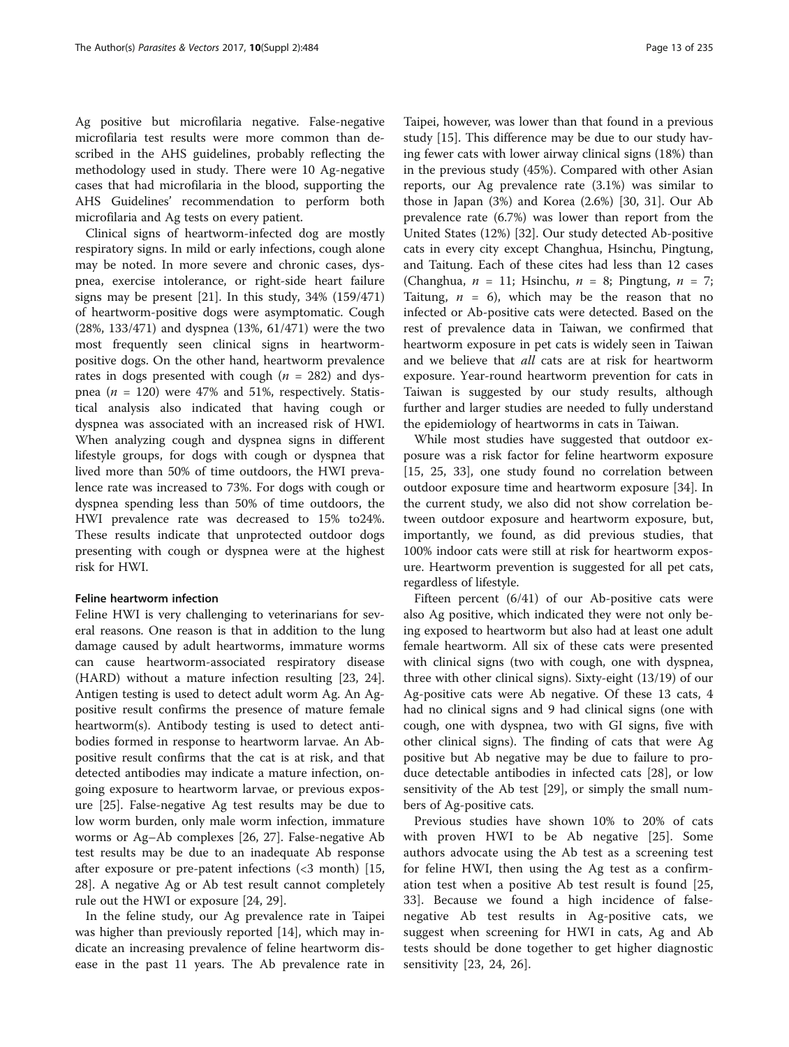Ag positive but microfilaria negative. False-negative microfilaria test results were more common than described in the AHS guidelines, probably reflecting the methodology used in study. There were 10 Ag-negative cases that had microfilaria in the blood, supporting the AHS Guidelines' recommendation to perform both microfilaria and Ag tests on every patient.

Clinical signs of heartworm-infected dog are mostly respiratory signs. In mild or early infections, cough alone may be noted. In more severe and chronic cases, dyspnea, exercise intolerance, or right-side heart failure signs may be present [21]. In this study, 34% (159/471) of heartworm-positive dogs were asymptomatic. Cough (28%, 133/471) and dyspnea (13%, 61/471) were the two most frequently seen clinical signs in heartworm-positive dogs. On the other hand, heartworm prevalence rates in dogs presented with cough ($n$ = 282) and dyspnea ($n$ = 120) were 47% and 51%, respectively. Statistical analysis also indicated that having cough or dyspnea was associated with an increased risk of HWI. When analyzing cough and dyspnea signs in different lifestyle groups, for dogs with cough or dyspnea that lived more than 50% of time outdoors, the HWI prevalence rate was increased to 73%. For dogs with cough or dyspnea spending less than 50% of time outdoors, the HWI prevalence rate was decreased to 15% to24%. These results indicate that unprotected outdoor dogs presenting with cough or dyspnea were at the highest risk for HWI.

#### Feline heartworm infection

Feline HWI is very challenging to veterinarians for several reasons. One reason is that in addition to the lung damage caused by adult heartworms, immature worms can cause heartworm-associated respiratory disease (HARD) without a mature infection resulting [23, 24]. Antigen testing is used to detect adult worm Ag. An Ag-positive result confirms the presence of mature female heartworm(s). Antibody testing is used to detect antibodies formed in response to heartworm larvae. An Ab-positive result confirms that the cat is at risk, and that detected antibodies may indicate a mature infection, ongoing exposure to heartworm larvae, or previous exposure [25]. False-negative Ag test results may be due to low worm burden, only male worm infection, immature worms or Ag–Ab complexes [26, 27]. False-negative Ab test results may be due to an inadequate Ab response after exposure or pre-patent infections (<3 month) [15, 28]. A negative Ag or Ab test result cannot completely rule out the HWI or exposure [24, 29].

In the feline study, our Ag prevalence rate in Taipei was higher than previously reported [14], which may indicate an increasing prevalence of feline heartworm disease in the past 11 years. The Ab prevalence rate in Taipei, however, was lower than that found in a previous study [15]. This difference may be due to our study having fewer cats with lower airway clinical signs (18%) than in the previous study (45%). Compared with other Asian reports, our Ag prevalence rate (3.1%) was similar to those in Japan (3%) and Korea (2.6%) [30, 31]. Our Ab prevalence rate (6.7%) was lower than report from the United States (12%) [32]. Our study detected Ab-positive cats in every city except Changhua, Hsinchu, Pingtung, and Taitung. Each of these cites had less than 12 cases (Changhua, $n$ = 11; Hsinchu, $n$ = 8; Pingtung, $n$ = 7; Taitung, $n$ = 6), which may be the reason that no infected or Ab-positive cats were detected. Based on the rest of prevalence data in Taiwan, we confirmed that heartworm exposure in pet cats is widely seen in Taiwan and we believe that *all* cats are at risk for heartworm exposure. Year-round heartworm prevention for cats in Taiwan is suggested by our study results, although further and larger studies are needed to fully understand the epidemiology of heartworms in cats in Taiwan.

While most studies have suggested that outdoor exposure was a risk factor for feline heartworm exposure [15, 25, 33], one study found no correlation between outdoor exposure time and heartworm exposure [34]. In the current study, we also did not show correlation between outdoor exposure and heartworm exposure, but, importantly, we found, as did previous studies, that 100% indoor cats were still at risk for heartworm exposure. Heartworm prevention is suggested for all pet cats, regardless of lifestyle.

Fifteen percent (6/41) of our Ab-positive cats were also Ag positive, which indicated they were not only being exposed to heartworm but also had at least one adult female heartworm. All six of these cats were presented with clinical signs (two with cough, one with dyspnea, three with other clinical signs). Sixty-eight (13/19) of our Ag-positive cats were Ab negative. Of these 13 cats, 4 had no clinical signs and 9 had clinical signs (one with cough, one with dyspnea, two with GI signs, five with other clinical signs). The finding of cats that were Ag positive but Ab negative may be due to failure to produce detectable antibodies in infected cats [28], or low sensitivity of the Ab test [29], or simply the small numbers of Ag-positive cats.

Previous studies have shown 10% to 20% of cats with proven HWI to be Ab negative [25]. Some authors advocate using the Ab test as a screening test for feline HWI, then using the Ag test as a confirmation test when a positive Ab test result is found [25, 33]. Because we found a high incidence of false-negative Ab test results in Ag-positive cats, we suggest when screening for HWI in cats, Ag and Ab tests should be done together to get higher diagnostic sensitivity [23, 24, 26].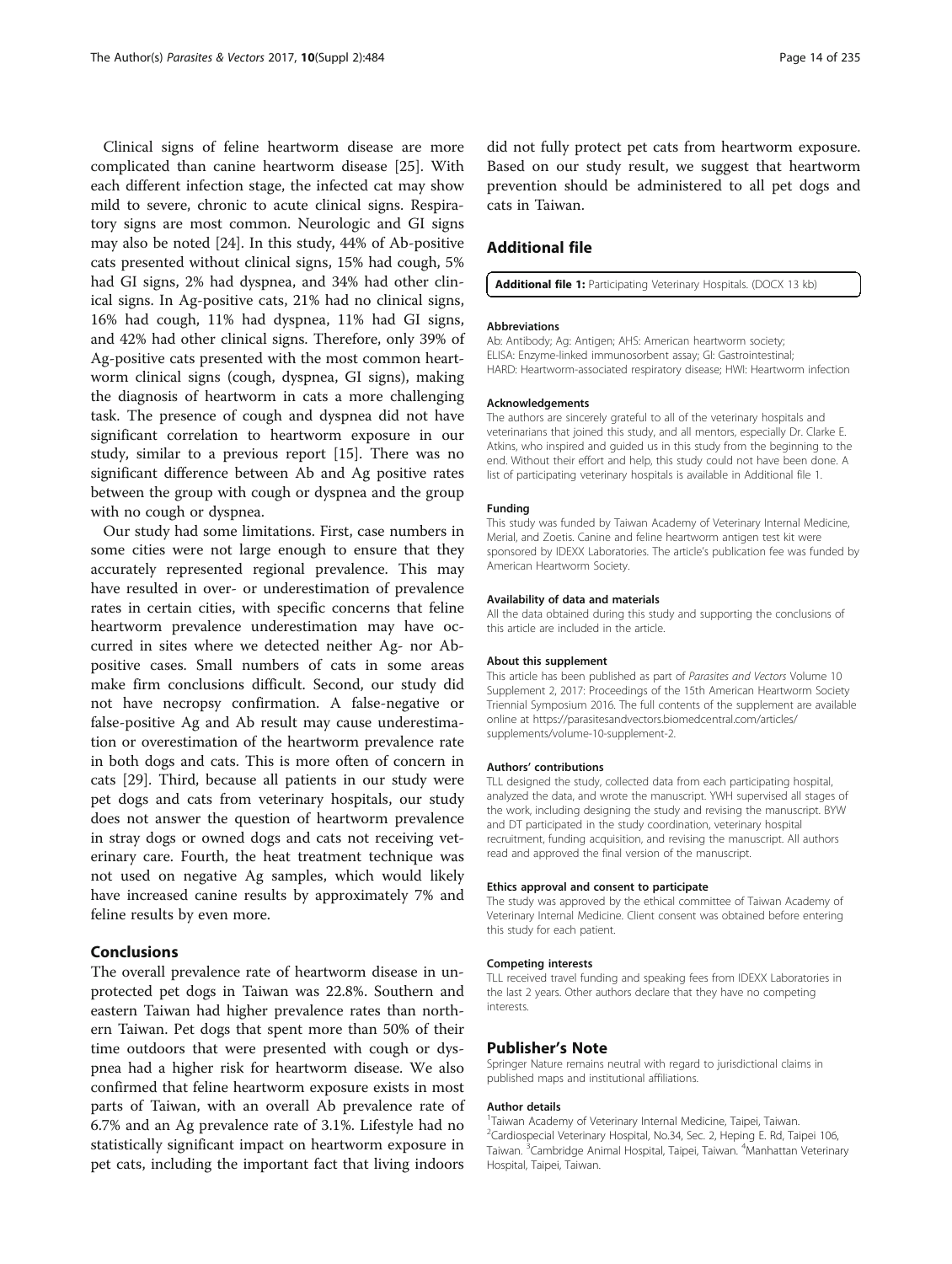Clinical signs of feline heartworm disease are more complicated than canine heartworm disease [25]. With each different infection stage, the infected cat may show mild to severe, chronic to acute clinical signs. Respiratory signs are most common. Neurologic and GI signs may also be noted [24]. In this study, 44% of Ab-positive cats presented without clinical signs, 15% had cough, 5% had GI signs, 2% had dyspnea, and 34% had other clinical signs. In Ag-positive cats, 21% had no clinical signs, 16% had cough, 11% had dyspnea, 11% had GI signs, and 42% had other clinical signs. Therefore, only 39% of Ag-positive cats presented with the most common heartworm clinical signs (cough, dyspnea, GI signs), making the diagnosis of heartworm in cats a more challenging task. The presence of cough and dyspnea did not have significant correlation to heartworm exposure in our study, similar to a previous report [15]. There was no significant difference between Ab and Ag positive rates between the group with cough or dyspnea and the group with no cough or dyspnea.

Our study had some limitations. First, case numbers in some cities were not large enough to ensure that they accurately represented regional prevalence. This may have resulted in over- or underestimation of prevalence rates in certain cities, with specific concerns that feline heartworm prevalence underestimation may have occurred in sites where we detected neither Ag- nor Ab-positive cases. Small numbers of cats in some areas make firm conclusions difficult. Second, our study did not have necropsy confirmation. A false-negative or false-positive Ag and Ab result may cause underestimation or overestimation of the heartworm prevalence rate in both dogs and cats. This is more often of concern in cats [29]. Third, because all patients in our study were pet dogs and cats from veterinary hospitals, our study does not answer the question of heartworm prevalence in stray dogs or owned dogs and cats not receiving veterinary care. Fourth, the heat treatment technique was not used on negative Ag samples, which would likely have increased canine results by approximately 7% and feline results by even more.

## Conclusions

The overall prevalence rate of heartworm disease in unprotected pet dogs in Taiwan was 22.8%. Southern and eastern Taiwan had higher prevalence rates than northern Taiwan. Pet dogs that spent more than 50% of their time outdoors that were presented with cough or dyspnea had a higher risk for heartworm disease. We also confirmed that feline heartworm exposure exists in most parts of Taiwan, with an overall Ab prevalence rate of 6.7% and an Ag prevalence rate of 3.1%. Lifestyle had no statistically significant impact on heartworm exposure in pet cats, including the important fact that living indoors did not fully protect pet cats from heartworm exposure. Based on our study result, we suggest that heartworm prevention should be administered to all pet dogs and cats in Taiwan.

## Additional file

**Additional file 1:** Participating Veterinary Hospitals. (DOCX 13 kb)

#### Abbreviations

Ab: Antibody; Ag: Antigen; AHS: American heartworm society; ELISA: Enzyme-linked immunosorbent assay; GI: Gastrointestinal; HARD: Heartworm-associated respiratory disease; HWI: Heartworm infection

#### Acknowledgements

The authors are sincerely grateful to all of the veterinary hospitals and veterinarians that joined this study, and all mentors, especially Dr. Clarke E. Atkins, who inspired and guided us in this study from the beginning to the end. Without their effort and help, this study could not have been done. A list of participating veterinary hospitals is available in Additional file 1.

#### Funding

This study was funded by Taiwan Academy of Veterinary Internal Medicine, Merial, and Zoetis. Canine and feline heartworm antigen test kit were sponsored by IDEXX Laboratories. The article's publication fee was funded by American Heartworm Society.

#### Availability of data and materials

All the data obtained during this study and supporting the conclusions of this article are included in the article.

#### About this supplement

This article has been published as part of *Parasites and Vectors* Volume 10 Supplement 2, 2017: Proceedings of the 15th American Heartworm Society Triennial Symposium 2016. The full contents of the supplement are available online at https://parasitesandvectors.biomedcentral.com/articles/supplements/volume-10-supplement-2.

#### Authors' contributions

TLL designed the study, collected data from each participating hospital, analyzed the data, and wrote the manuscript. YWH supervised all stages of the work, including designing the study and revising the manuscript. BYW and DT participated in the study coordination, veterinary hospital recruitment, funding acquisition, and revising the manuscript. All authors read and approved the final version of the manuscript.

#### Ethics approval and consent to participate

The study was approved by the ethical committee of Taiwan Academy of Veterinary Internal Medicine. Client consent was obtained before entering this study for each patient.

#### Competing interests

TLL received travel funding and speaking fees from IDEXX Laboratories in the last 2 years. Other authors declare that they have no competing interests.

## Publisher's Note

Springer Nature remains neutral with regard to jurisdictional claims in published maps and institutional affiliations.

#### Author details

[1]Taiwan Academy of Veterinary Internal Medicine, Taipei, Taiwan. [2]Cardiospecial Veterinary Hospital, No.34, Sec. 2, Heping E. Rd, Taipei 106, Taiwan. [3]Cambridge Animal Hospital, Taipei, Taiwan. [4]Manhattan Veterinary Hospital, Taipei, Taiwan.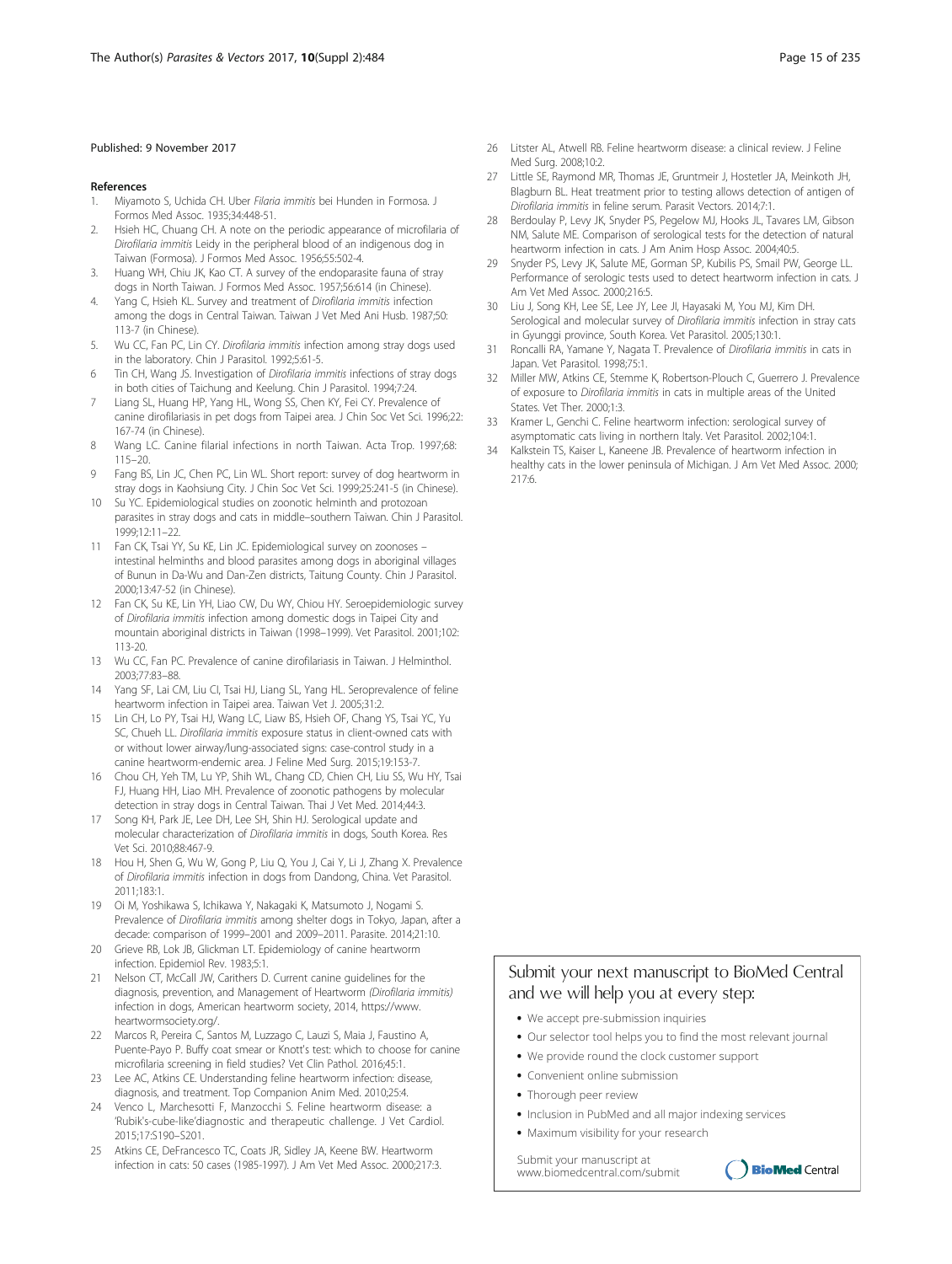Published: 9 November 2017

## References

1. Miyamoto S, Uchida CH. Uber *Filaria immitis* bei Hunden in Formosa. J Formos Med Assoc. 1935;34:448-51.
2. Hsieh HC, Chuang CH. A note on the periodic appearance of microfilaria of *Dirofilaria immitis* Leidy in the peripheral blood of an indigenous dog in Taiwan (Formosa). J Formos Med Assoc. 1956;55:502-4.
3. Huang WH, Chiu JK, Kao CT. A survey of the endoparasite fauna of stray dogs in North Taiwan. J Formos Med Assoc. 1957;56:614 (in Chinese).
4. Yang C, Hsieh KL. Survey and treatment of *Dirofilaria immitis* infection among the dogs in Central Taiwan. Taiwan J Vet Med Ani Husb. 1987;50: 113-7 (in Chinese).
5. Wu CC, Fan PC, Lin CY. *Dirofilaria immitis* infection among stray dogs used in the laboratory. Chin J Parasitol. 1992;5:61-5.
6. Tin CH, Wang JS. Investigation of *Dirofilaria immitis* infections of stray dogs in both cities of Taichung and Keelung. Chin J Parasitol. 1994;7:24.
7. Liang SL, Huang HP, Yang HL, Wong SS, Chen KY, Fei CY. Prevalence of canine dirofilariasis in pet dogs from Taipei area. J Chin Soc Vet Sci. 1996;22: 167-74 (in Chinese).
8. Wang LC. Canine filarial infections in north Taiwan. Acta Trop. 1997;68: 115–20.
9. Fang BS, Lin JC, Chen PC, Lin WL. Short report: survey of dog heartworm in stray dogs in Kaohsiung City. J Chin Soc Vet Sci. 1999;25:241-5 (in Chinese).
10. Su YC. Epidemiological studies on zoonotic helminth and protozoan parasites in stray dogs and cats in middle–southern Taiwan. Chin J Parasitol. 1999;12:11–22.
11. Fan CK, Tsai YY, Su KE, Lin JC. Epidemiological survey on zoonoses – intestinal helminths and blood parasites among dogs in aboriginal villages of Bunun in Da-Wu and Dan-Zen districts, Taitung County. Chin J Parasitol. 2000;13:47-52 (in Chinese).
12. Fan CK, Su KE, Lin YH, Liao CW, Du WY, Chiou HY. Seroepidemiologic survey of *Dirofilaria immitis* infection among domestic dogs in Taipei City and mountain aboriginal districts in Taiwan (1998–1999). Vet Parasitol. 2001;102: 113-20.
13. Wu CC, Fan PC. Prevalence of canine dirofilariasis in Taiwan. J Helminthol. 2003;77:83–88.
14. Yang SF, Lai CM, Liu CI, Tsai HJ, Liang SL, Yang HL. Seroprevalence of feline heartworm infection in Taipei area. Taiwan Vet J. 2005;31:2.
15. Lin CH, Lo PY, Tsai HJ, Wang LC, Liaw BS, Hsieh OF, Chang YS, Tsai YC, Yu SC, Chueh LL. *Dirofilaria immitis* exposure status in client-owned cats with or without lower airway/lung-associated signs: case-control study in a canine heartworm-endemic area. J Feline Med Surg. 2015;19:153-7.
16. Chou CH, Yeh TM, Lu YP, Shih WL, Chang CD, Chien CH, Liu SS, Wu HY, Tsai FJ, Huang HH, Liao MH. Prevalence of zoonotic pathogens by molecular detection in stray dogs in Central Taiwan. Thai J Vet Med. 2014;44:3.
17. Song KH, Park JE, Lee DH, Lee SH, Shin HJ. Serological update and molecular characterization of *Dirofilaria immitis* in dogs, South Korea. Res Vet Sci. 2010;88:467-9.
18. Hou H, Shen G, Wu W, Gong P, Liu Q, You J, Cai Y, Li J, Zhang X. Prevalence of *Dirofilaria immitis* infection in dogs from Dandong, China. Vet Parasitol. 2011;183:1.
19. Oi M, Yoshikawa S, Ichikawa Y, Nakagaki K, Matsumoto J, Nogami S. Prevalence of *Dirofilaria immitis* among shelter dogs in Tokyo, Japan, after a decade: comparison of 1999–2001 and 2009–2011. Parasite. 2014;21:10.
20. Grieve RB, Lok JB, Glickman LT. Epidemiology of canine heartworm infection. Epidemiol Rev. 1983;5:1.
21. Nelson CT, McCall JW, Carithers D. Current canine guidelines for the diagnosis, prevention, and Management of Heartworm *(Dirofilaria immitis)* infection in dogs, American heartworm society, 2014, https://www.heartwormsociety.org/.
22. Marcos R, Pereira C, Santos M, Luzzago C, Lauzi S, Maia J, Faustino A, Puente-Payo P. Buffy coat smear or Knott's test: which to choose for canine microfilaria screening in field studies? Vet Clin Pathol. 2016;45:1.
23. Lee AC, Atkins CE. Understanding feline heartworm infection: disease, diagnosis, and treatment. Top Companion Anim Med. 2010;25:4.
24. Venco L, Marchesotti F, Manzocchi S. Feline heartworm disease: a 'Rubik's-cube-like'diagnostic and therapeutic challenge. J Vet Cardiol. 2015;17:S190–S201.
25. Atkins CE, DeFrancesco TC, Coats JR, Sidley JA, Keene BW. Heartworm infection in cats: 50 cases (1985-1997). J Am Vet Med Assoc. 2000;217:3.
26. Litster AL, Atwell RB. Feline heartworm disease: a clinical review. J Feline Med Surg. 2008;10:2.
27. Little SE, Raymond MR, Thomas JE, Gruntmeir J, Hostetler JA, Meinkoth JH, Blagburn BL. Heat treatment prior to testing allows detection of antigen of *Dirofilaria immitis* in feline serum. Parasit Vectors. 2014;7:1.
28. Berdoulay P, Levy JK, Snyder PS, Pegelow MJ, Hooks JL, Tavares LM, Gibson NM, Salute ME. Comparison of serological tests for the detection of natural heartworm infection in cats. J Am Anim Hosp Assoc. 2004;40:5.
29. Snyder PS, Levy JK, Salute ME, Gorman SP, Kubilis PS, Smail PW, George LL. Performance of serologic tests used to detect heartworm infection in cats. J Am Vet Med Assoc. 2000;216:5.
30. Liu J, Song KH, Lee SE, Lee JY, Lee JI, Hayasaki M, You MJ, Kim DH. Serological and molecular survey of *Dirofilaria immitis* infection in stray cats in Gyunggi province, South Korea. Vet Parasitol. 2005;130:1.
31. Roncalli RA, Yamane Y, Nagata T. Prevalence of *Dirofilaria immitis* in cats in Japan. Vet Parasitol. 1998;75:1.
32. Miller MW, Atkins CE, Stemme K, Robertson-Plouch C, Guerrero J. Prevalence of exposure to *Dirofilaria immitis* in cats in multiple areas of the United States. Vet Ther. 2000;1:3.
33. Kramer L, Genchi C. Feline heartworm infection: serological survey of asymptomatic cats living in northern Italy. Vet Parasitol. 2002;104:1.
34. Kalkstein TS, Kaiser L, Kaneene JB. Prevalence of heartworm infection in healthy cats in the lower peninsula of Michigan. J Am Vet Med Assoc. 2000; 217:6.

Submit your next manuscript to BioMed Central and we will help you at every step:

- We accept pre-submission inquiries
- Our selector tool helps you to find the most relevant journal
- We provide round the clock customer support
- Convenient online submission
- Thorough peer review
- Inclusion in PubMed and all major indexing services
- Maximum visibility for your research

Submit your manuscript at www.biomedcentral.com/submit

BioMed Central